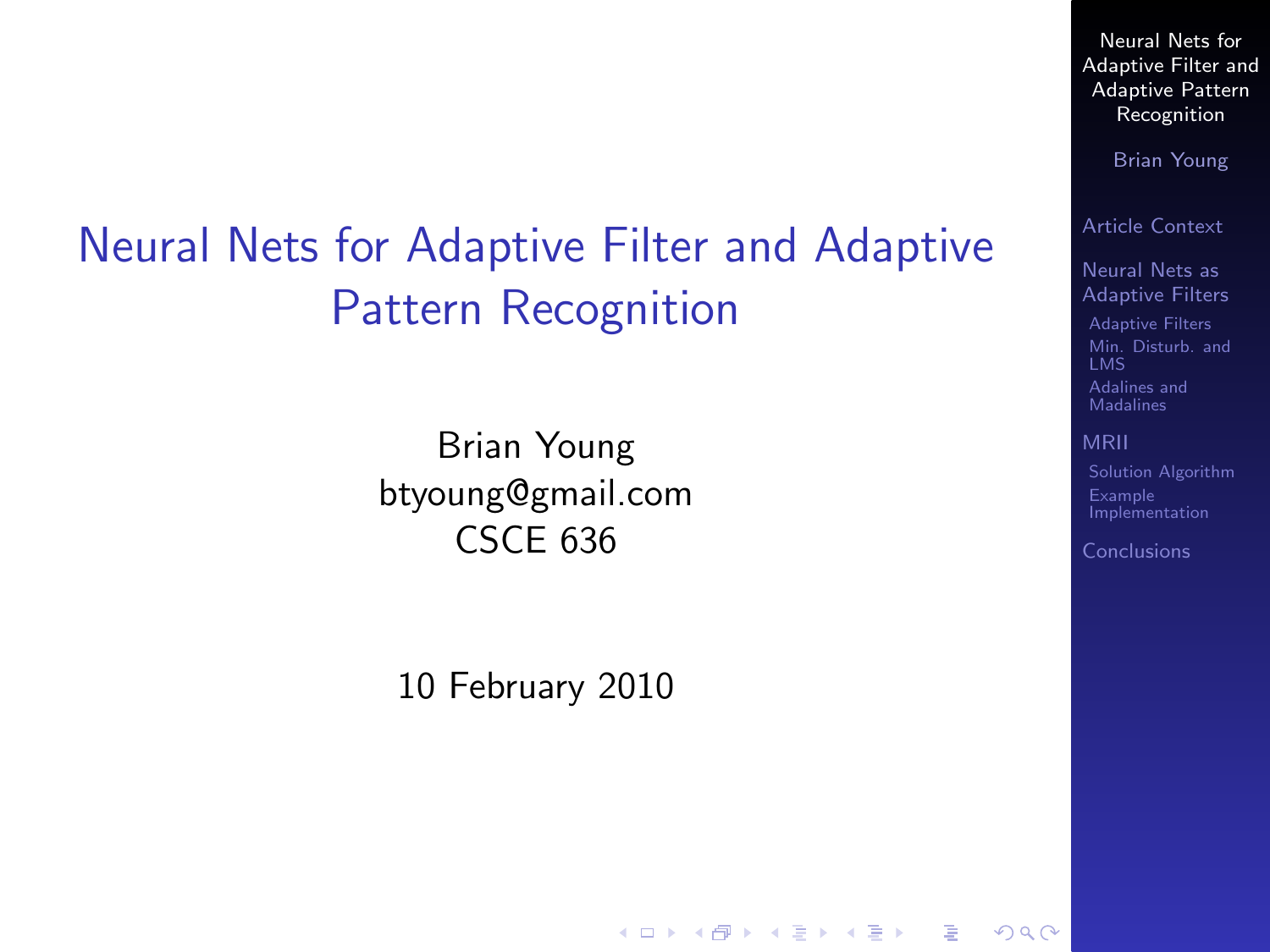# Neural Nets for Adaptive Filter and Adaptive Pattern Recognition

Brian Young
btyoung@gmail.com
CSCE 636

10 February 2010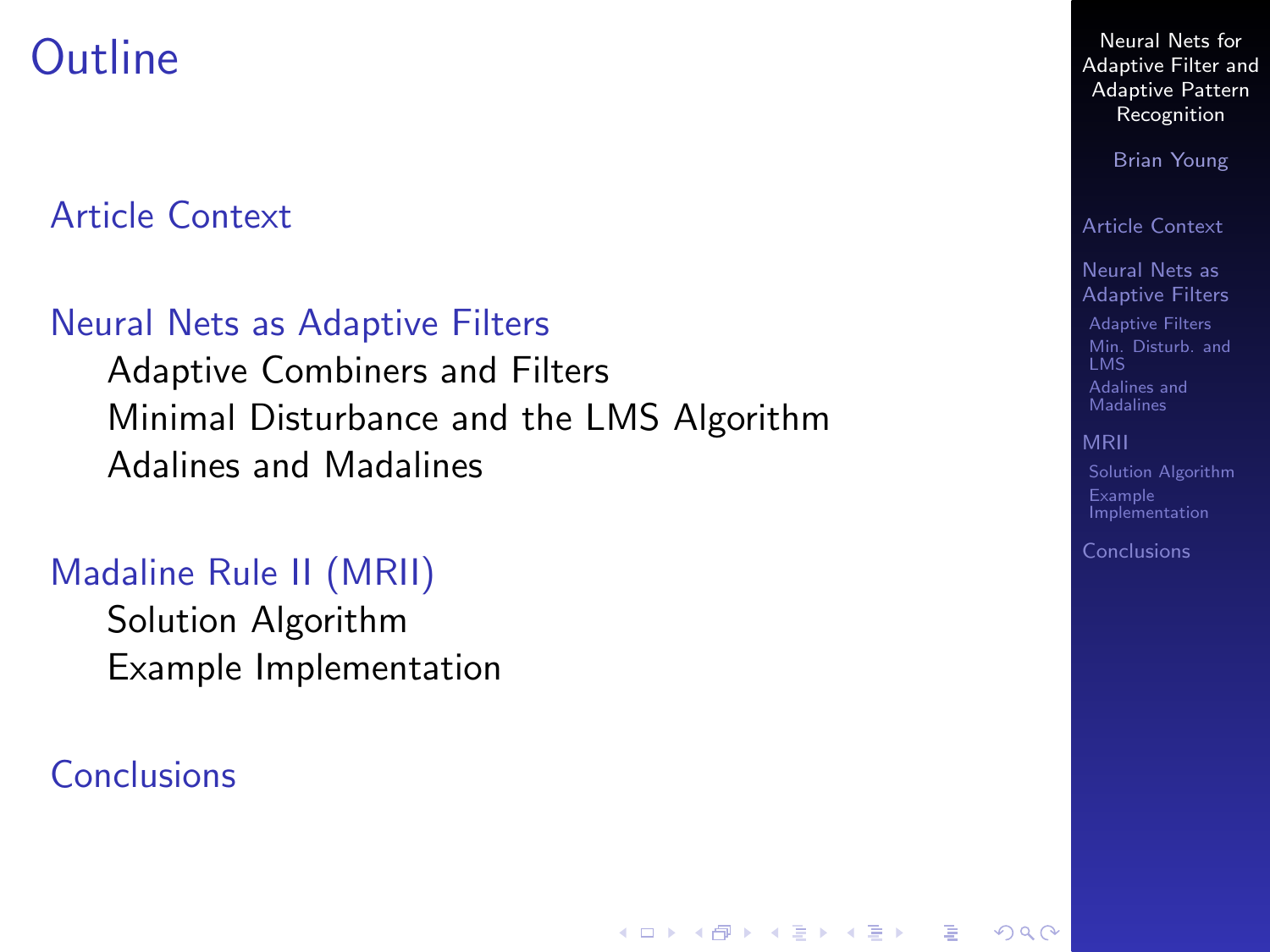# Outline

- Article Context
- Neural Nets as Adaptive Filters
  - Adaptive Combiners and Filters
  - Minimal Disturbance and the LMS Algorithm
  - Adalines and Madalines
- Madaline Rule II (MRII)
  - Solution Algorithm
  - Example Implementation
- Conclusions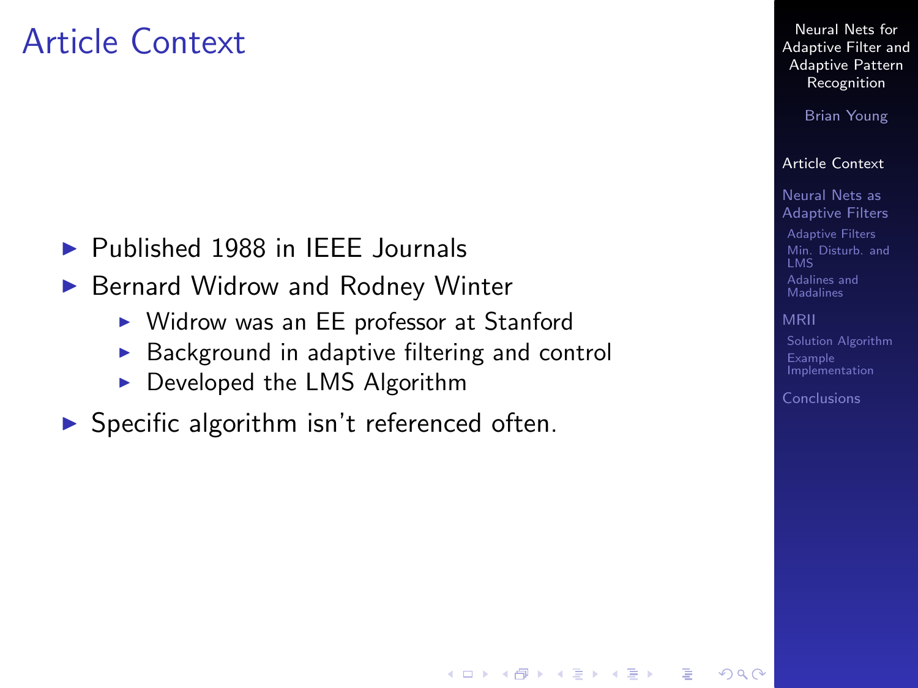# Article Context

- Published 1988 in IEEE Journals
- Bernard Widrow and Rodney Winter
  - Widrow was an EE professor at Stanford
  - Background in adaptive filtering and control
  - Developed the LMS Algorithm
- Specific algorithm isn't referenced often.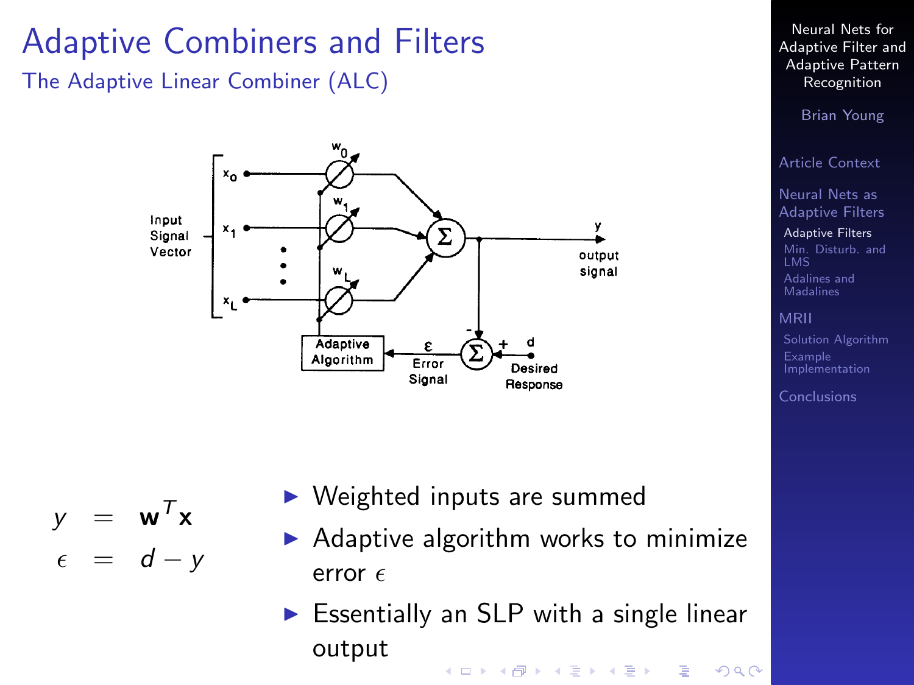# Adaptive Combiners and Filters

## The Adaptive Linear Combiner (ALC)

$$
\begin{aligned}
y &= \mathbf{w}^T \mathbf{x} \\
\epsilon &= d - y
\end{aligned}
$$

- Weighted inputs are summed
- Adaptive algorithm works to minimize error $\epsilon$
- Essentially an SLP with a single linear output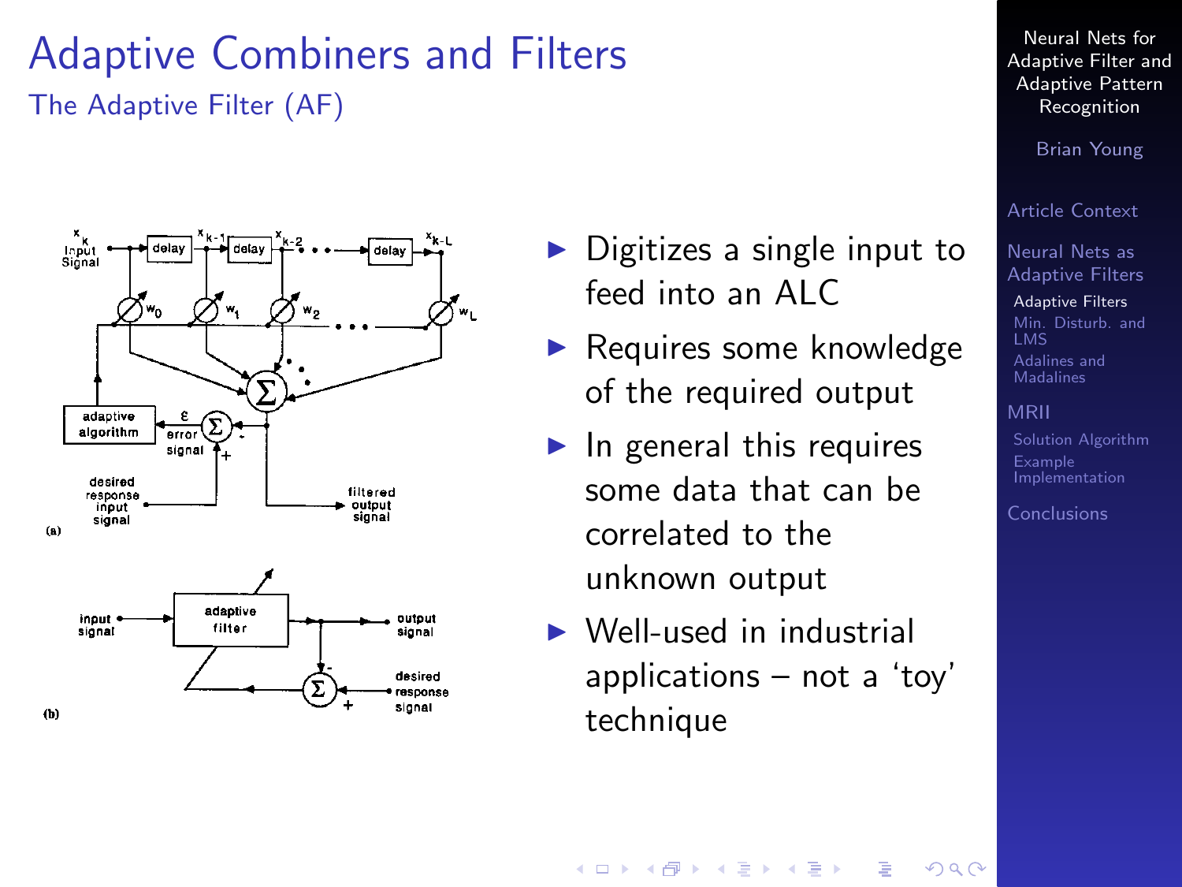# Adaptive Combiners and Filters

## The Adaptive Filter (AF)

- Digitizes a single input to feed into an ALC
- Requires some knowledge of the required output
- In general this requires some data that can be correlated to the unknown output
- Well-used in industrial applications – not a 'toy' technique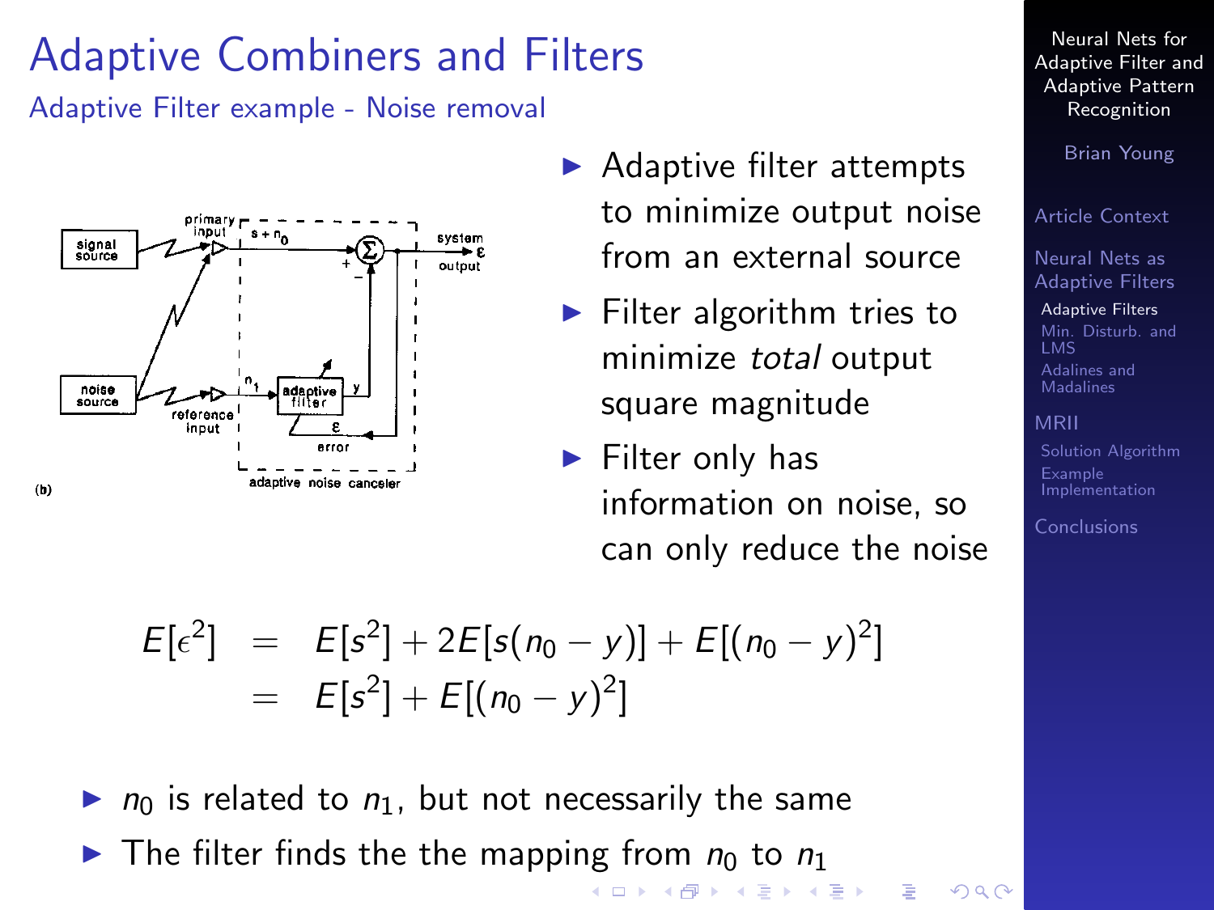# Adaptive Combiners and Filters

## Adaptive Filter example - Noise removal

- Adaptive filter attempts to minimize output noise from an external source
- Filter algorithm tries to minimize *total* output square magnitude
- Filter only has information on noise, so can only reduce the noise

$$
\begin{aligned}
E[\epsilon^2] &= E[s^2] + 2E[s(n_0 - y)] + E[(n_0 - y)^2] \\
&= E[s^2] + E[(n_0 - y)^2]
\end{aligned}
$$

- $n_0$ is related to $n_1$, but not necessarily the same
- The filter finds the the mapping from $n_0$ to $n_1$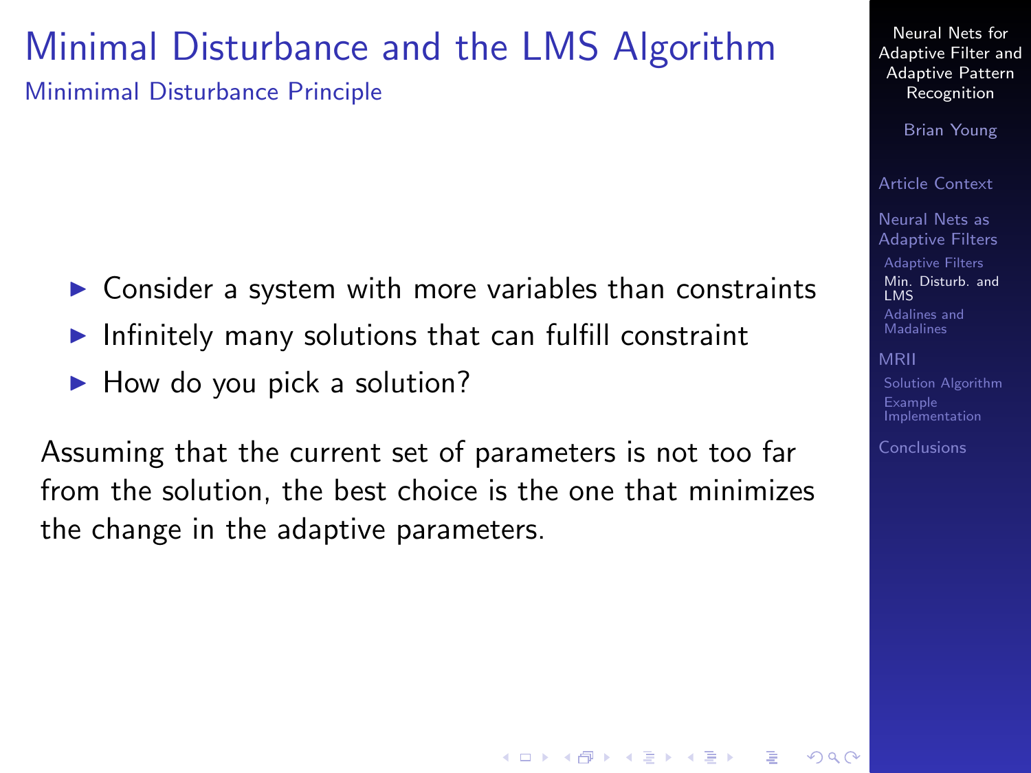# Minimal Disturbance and the LMS Algorithm

## Minimimal Disturbance Principle

- Consider a system with more variables than constraints
- Infinitely many solutions that can fulfill constraint
- How do you pick a solution?

Assuming that the current set of parameters is not too far from the solution, the best choice is the one that minimizes the change in the adaptive parameters.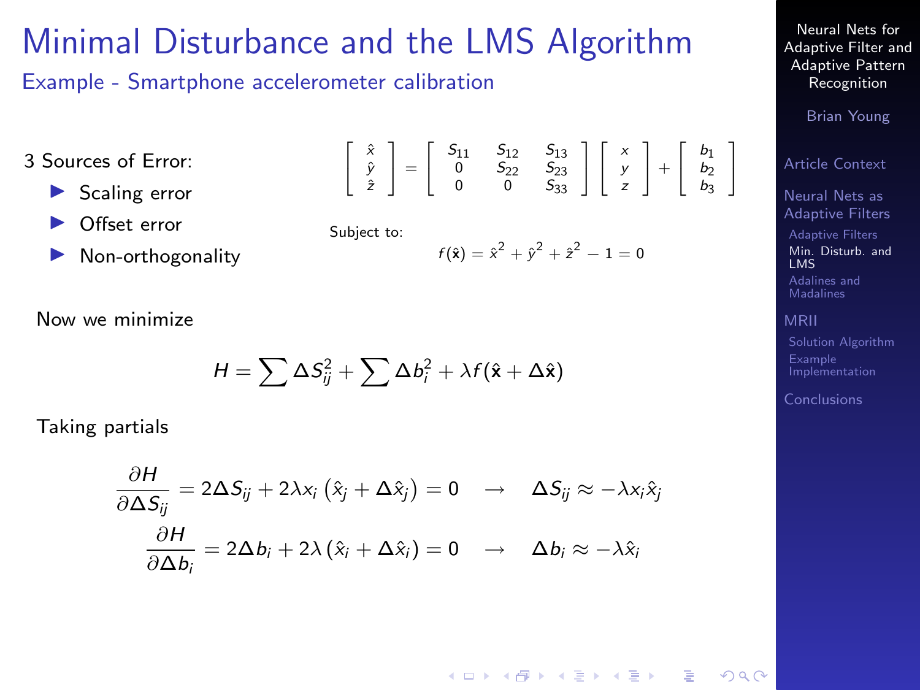# Minimal Disturbance and the LMS Algorithm

## Example - Smartphone accelerometer calibration

3 Sources of Error:

- Scaling error
- Offset error
- Non-orthogonality

$$\begin{bmatrix} \hat{x} \\ \hat{y} \\ \hat{z} \end{bmatrix} = \begin{bmatrix} S_{11} & S_{12} & S_{13} \\ 0 & S_{22} & S_{23} \\ 0 & 0 & S_{33} \end{bmatrix} \begin{bmatrix} x \\ y \\ z \end{bmatrix} + \begin{bmatrix} b_1 \\ b_2 \\ b_3 \end{bmatrix}$$

Subject to:

$$f(\hat{\mathbf{x}}) = \hat{x}^2 + \hat{y}^2 + \hat{z}^2 - 1 = 0$$

Now we minimize

$$H = \sum \Delta S_{ij}^2 + \sum \Delta b_i^2 + \lambda f(\hat{\mathbf{x}} + \Delta\hat{\mathbf{x}})$$

Taking partials

$$\frac{\partial H}{\partial \Delta S_{ij}} = 2\Delta S_{ij} + 2\lambda x_i \left(\hat{x}_j + \Delta\hat{x}_j\right) = 0 \quad \rightarrow \quad \Delta S_{ij} \approx -\lambda x_i \hat{x}_j$$

$$\frac{\partial H}{\partial \Delta b_i} = 2\Delta b_i + 2\lambda \left(\hat{x}_i + \Delta\hat{x}_i\right) = 0 \quad \rightarrow \quad \Delta b_i \approx -\lambda \hat{x}_i$$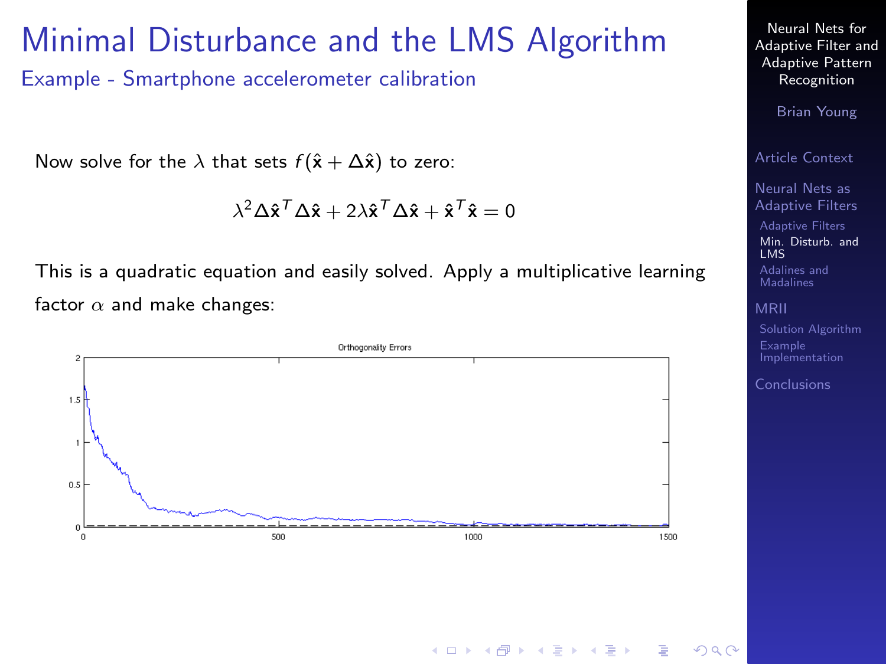# Minimal Disturbance and the LMS Algorithm

## Example - Smartphone accelerometer calibration

Now solve for the $\lambda$ that sets $f(\hat{\mathbf{x}} + \Delta\hat{\mathbf{x}})$ to zero:

$$\lambda^2 \Delta\hat{\mathbf{x}}^T \Delta\hat{\mathbf{x}} + 2\lambda\hat{\mathbf{x}}^T \Delta\hat{\mathbf{x}} + \hat{\mathbf{x}}^T \hat{\mathbf{x}} = 0$$

This is a quadratic equation and easily solved. Apply a multiplicative learning factor $\alpha$ and make changes: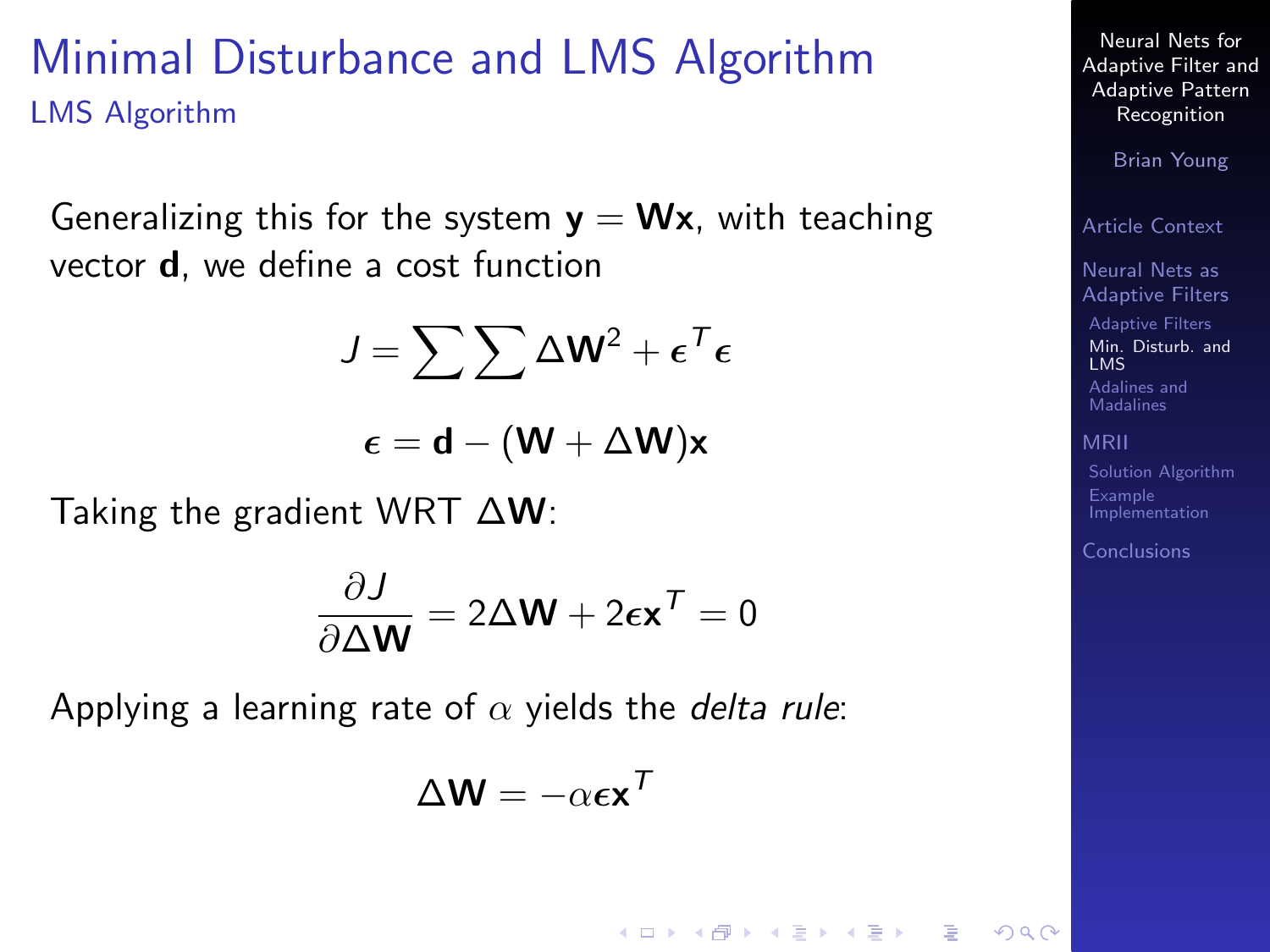# Minimal Disturbance and LMS Algorithm

## LMS Algorithm

Generalizing this for the system $\mathbf{y} = \mathbf{W}\mathbf{x}$, with teaching vector $\mathbf{d}$, we define a cost function

$$J = \sum \sum \Delta \mathbf{W}^2 + \boldsymbol{\epsilon}^T \boldsymbol{\epsilon}$$

$$\boldsymbol{\epsilon} = \mathbf{d} - (\mathbf{W} + \Delta \mathbf{W})\mathbf{x}$$

Taking the gradient WRT $\Delta \mathbf{W}$:

$$\frac{\partial J}{\partial \Delta \mathbf{W}} = 2\Delta \mathbf{W} + 2\boldsymbol{\epsilon}\mathbf{x}^T = 0$$

Applying a learning rate of $\alpha$ yields the *delta rule*:

$$\Delta \mathbf{W} = -\alpha \boldsymbol{\epsilon} \mathbf{x}^T$$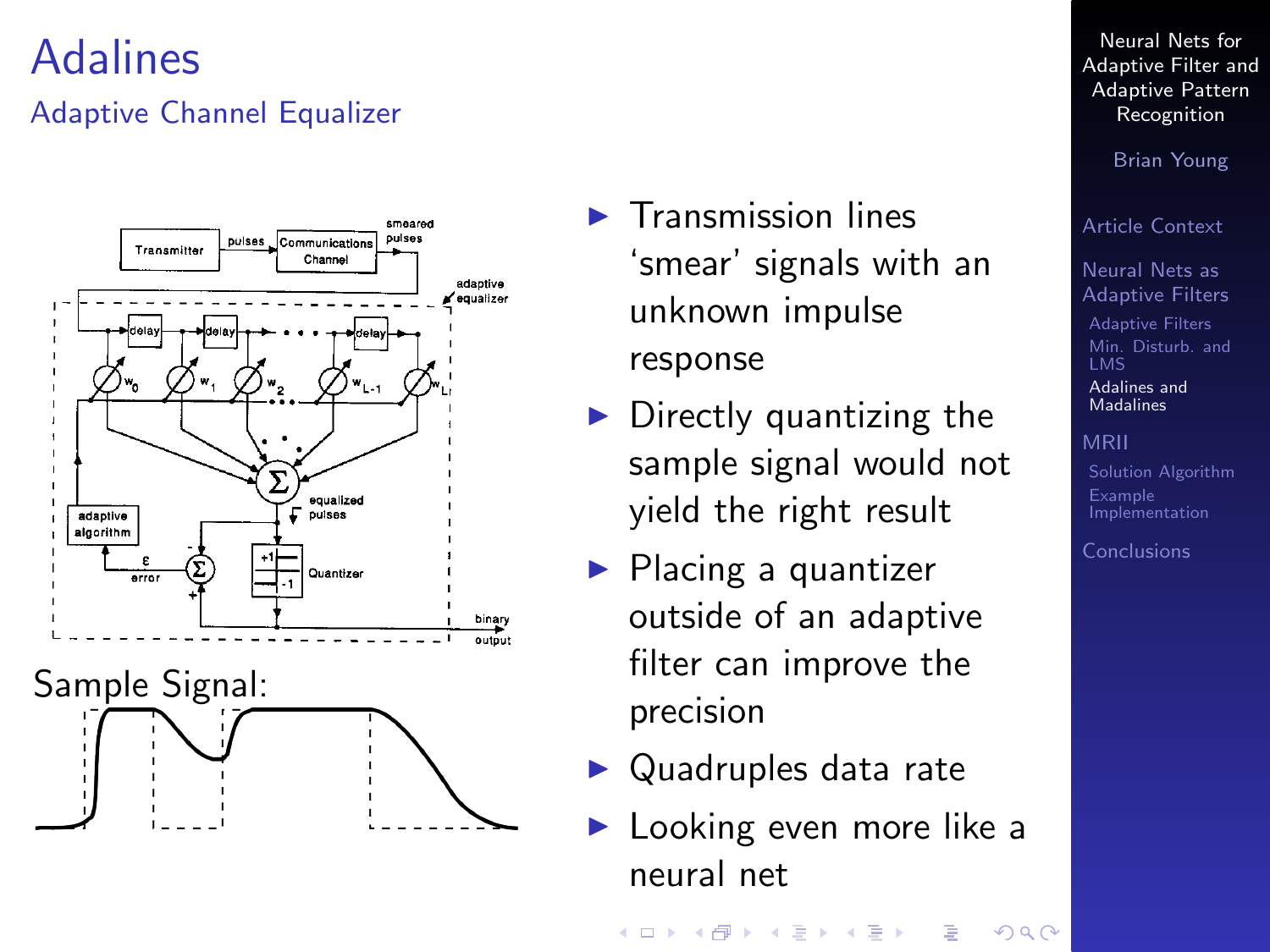# Adalines

## Adaptive Channel Equalizer

Sample Signal:

- Transmission lines 'smear' signals with an unknown impulse response
- Directly quantizing the sample signal would not yield the right result
- Placing a quantizer outside of an adaptive filter can improve the precision
- Quadruples data rate
- Looking even more like a neural net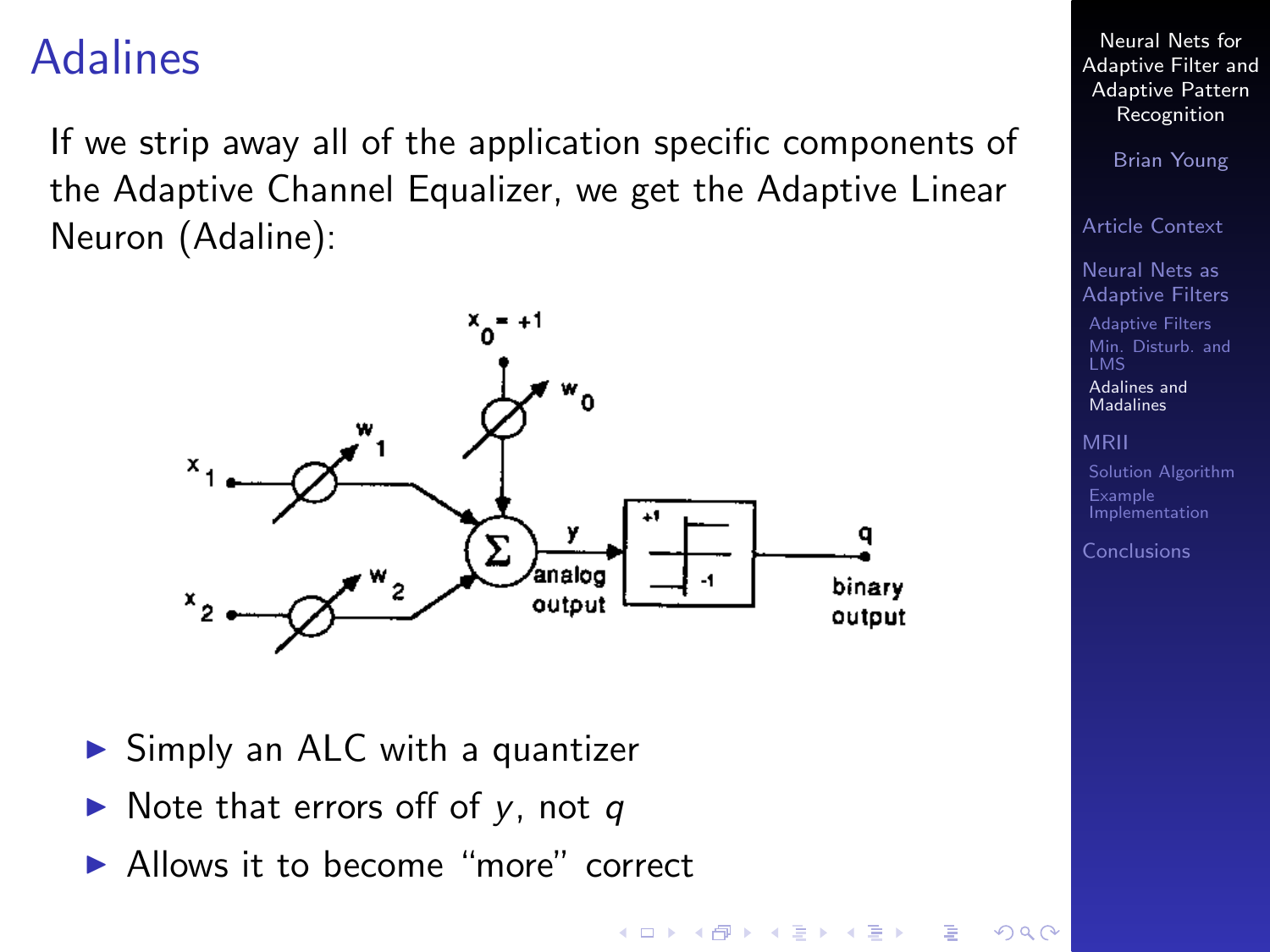# Adalines

If we strip away all of the application specific components of the Adaptive Channel Equalizer, we get the Adaptive Linear Neuron (Adaline):

- Simply an ALC with a quantizer
- Note that errors off of $y$, not $q$
- Allows it to become “more” correct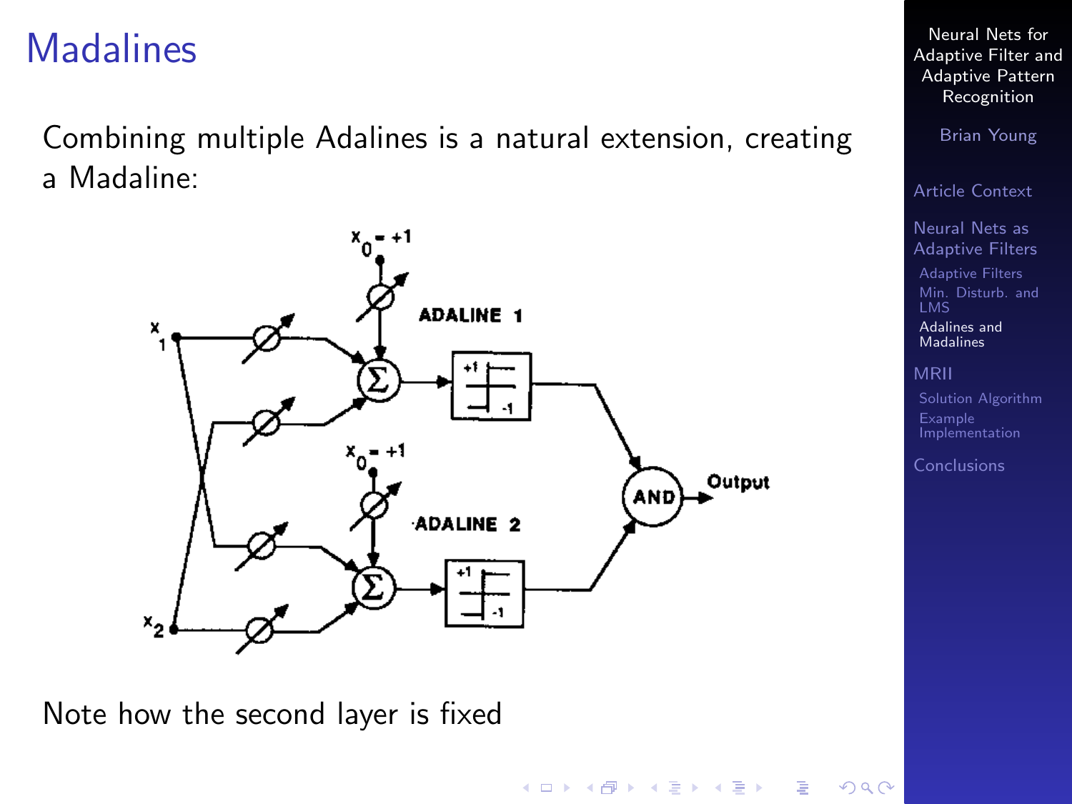# Madalines

Combining multiple Adalines is a natural extension, creating a Madaline:

Note how the second layer is fixed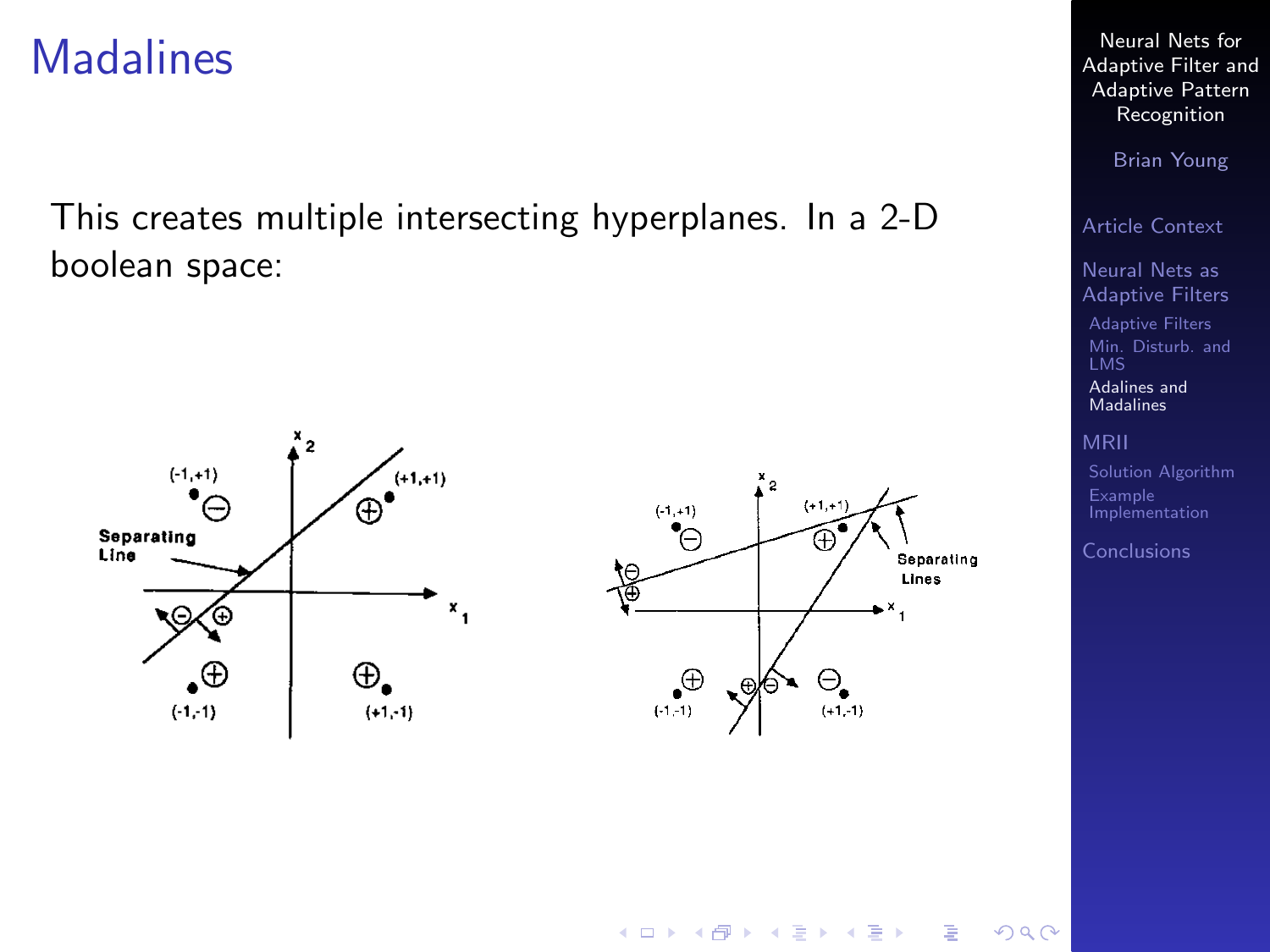# Madalines

This creates multiple intersecting hyperplanes. In a 2-D boolean space: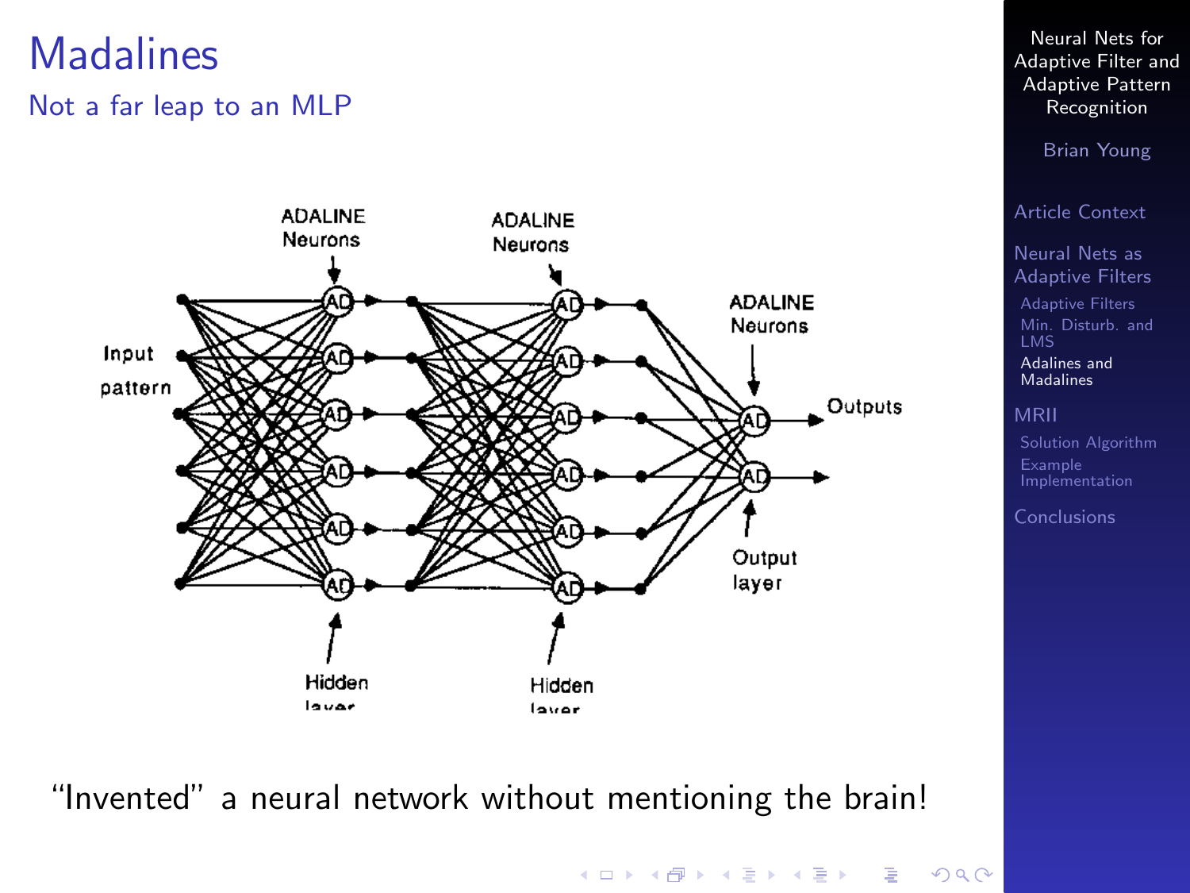# Madalines

## Not a far leap to an MLP

"Invented" a neural network without mentioning the brain!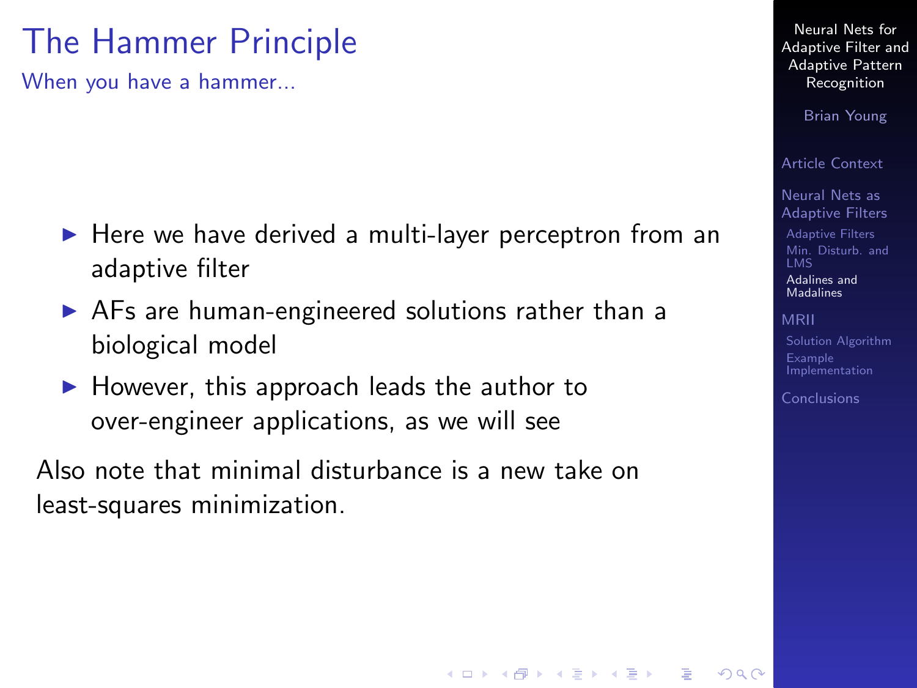# The Hammer Principle

## When you have a hammer...

- Here we have derived a multi-layer perceptron from an adaptive filter
- AFs are human-engineered solutions rather than a biological model
- However, this approach leads the author to over-engineer applications, as we will see

Also note that minimal disturbance is a new take on least-squares minimization.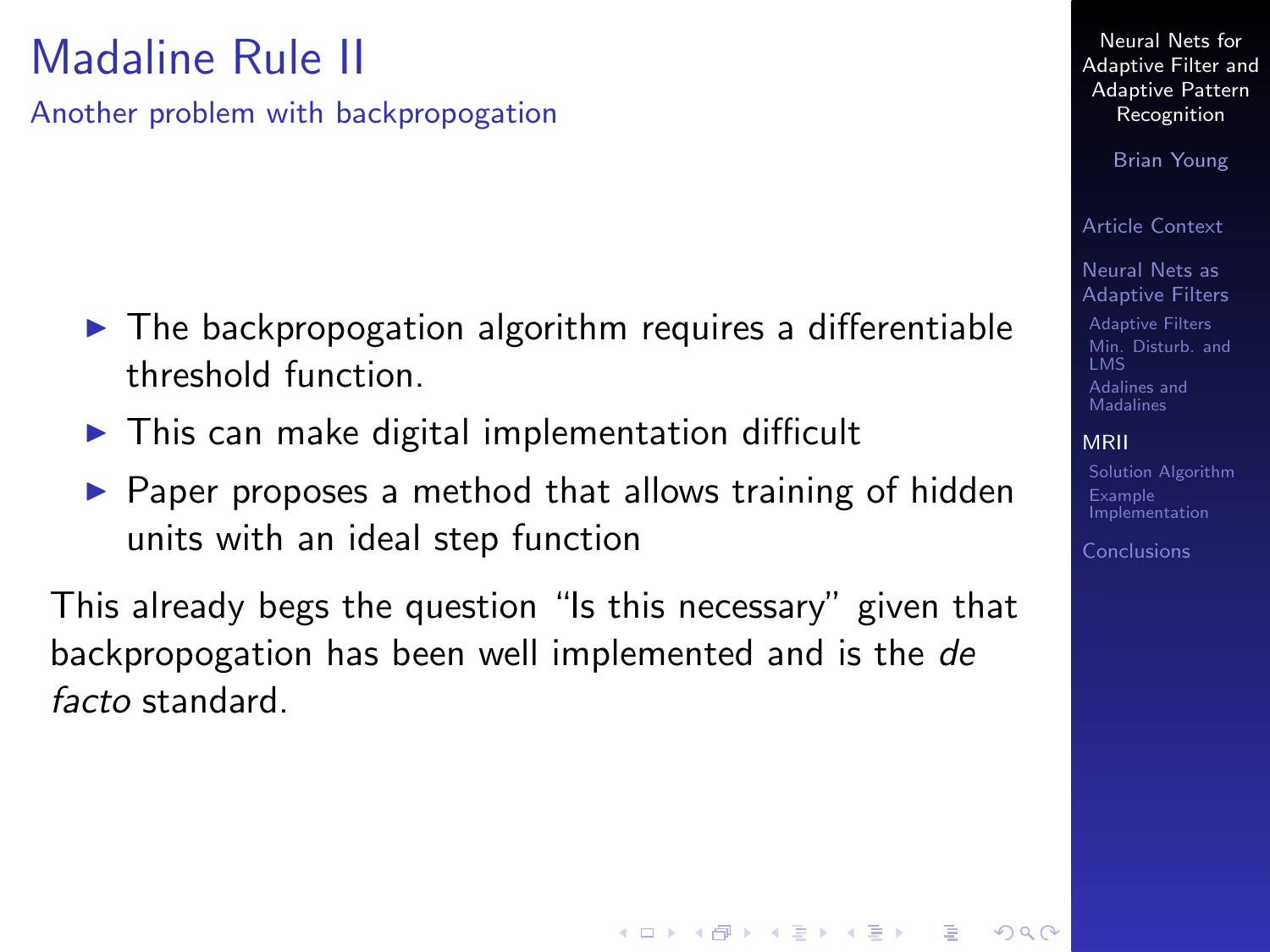# Madaline Rule II

## Another problem with backpropogation

- The backpropogation algorithm requires a differentiable threshold function.
- This can make digital implementation difficult
- Paper proposes a method that allows training of hidden units with an ideal step function

This already begs the question “Is this necessary” given that backpropogation has been well implemented and is the *de facto* standard.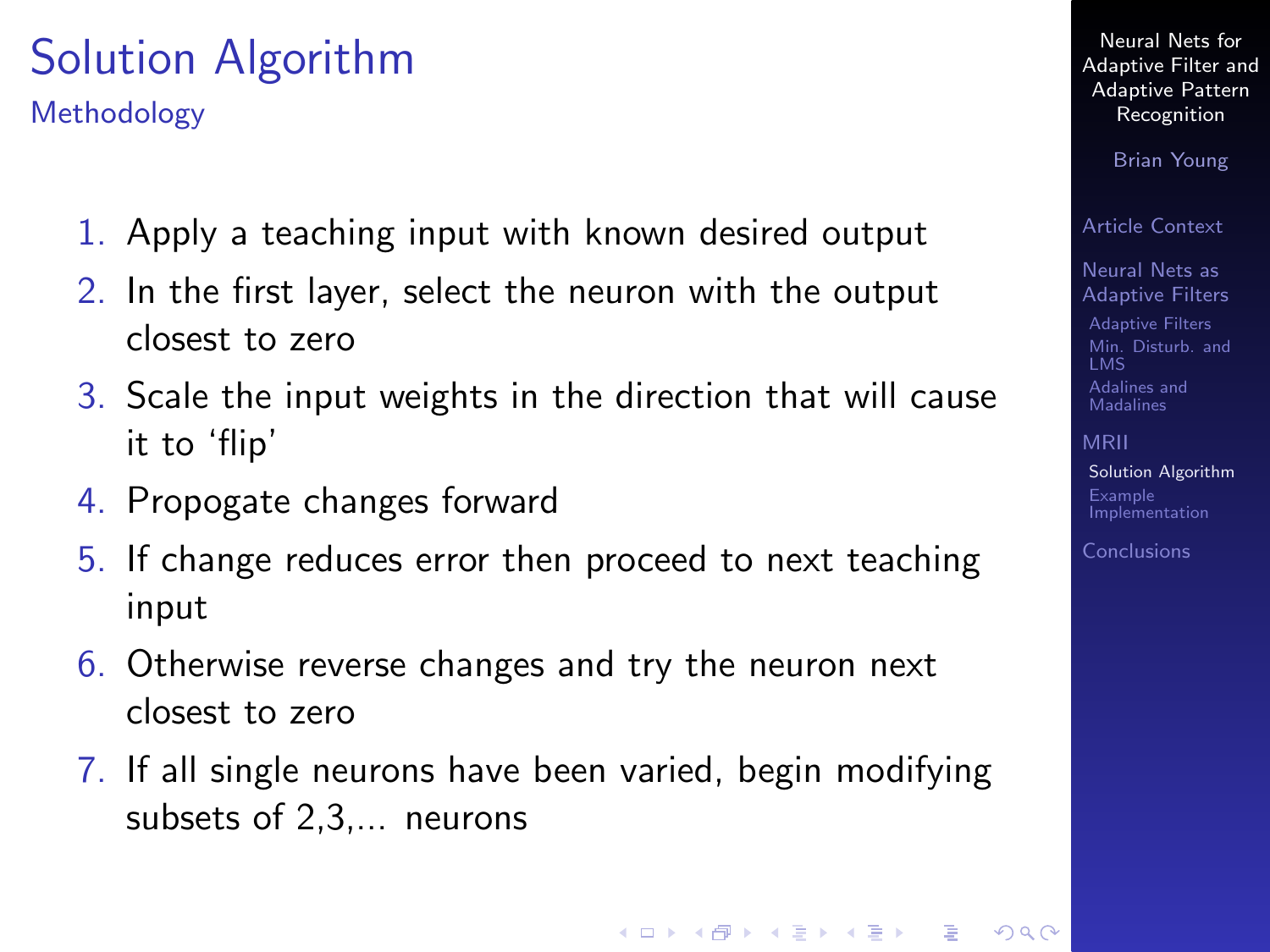# Solution Algorithm

## Methodology

1. Apply a teaching input with known desired output
2. In the first layer, select the neuron with the output closest to zero
3. Scale the input weights in the direction that will cause it to ‘flip’
4. Propogate changes forward
5. If change reduces error then proceed to next teaching input
6. Otherwise reverse changes and try the neuron next closest to zero
7. If all single neurons have been varied, begin modifying subsets of 2,3,... neurons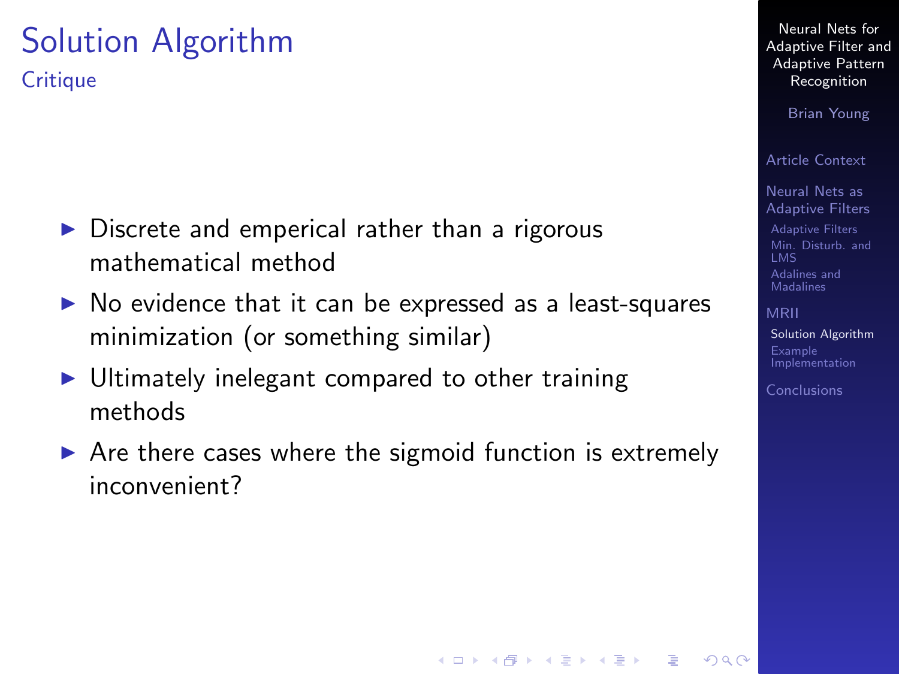# Solution Algorithm

## Critique

- Discrete and emperical rather than a rigorous mathematical method
- No evidence that it can be expressed as a least-squares minimization (or something similar)
- Ultimately inelegant compared to other training methods
- Are there cases where the sigmoid function is extremely inconvenient?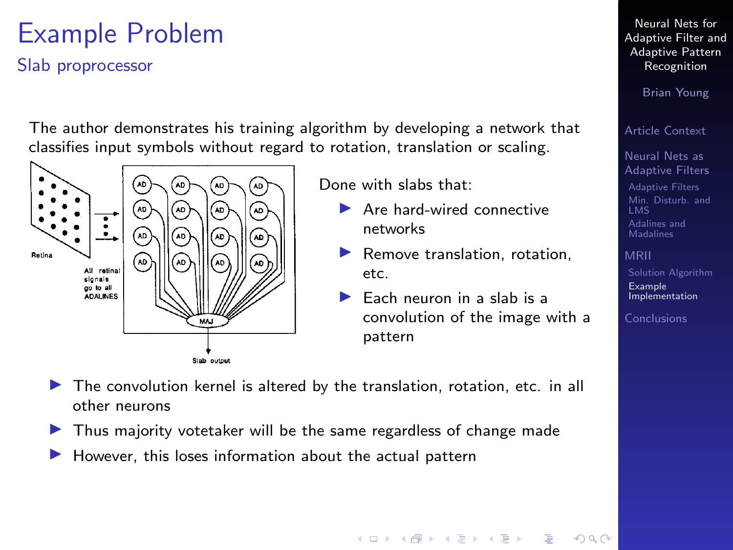# Example Problem

## Slab proprocessor

The author demonstrates his training algorithm by developing a network that classifies input symbols without regard to rotation, translation or scaling.

Retina

All retinal signals go to all ADALINES

Slab output

Done with slabs that:

- Are hard-wired connective networks
- Remove translation, rotation, etc.
- Each neuron in a slab is a convolution of the image with a pattern

- The convolution kernel is altered by the translation, rotation, etc. in all other neurons
- Thus majority votetaker will be the same regardless of change made
- However, this loses information about the actual pattern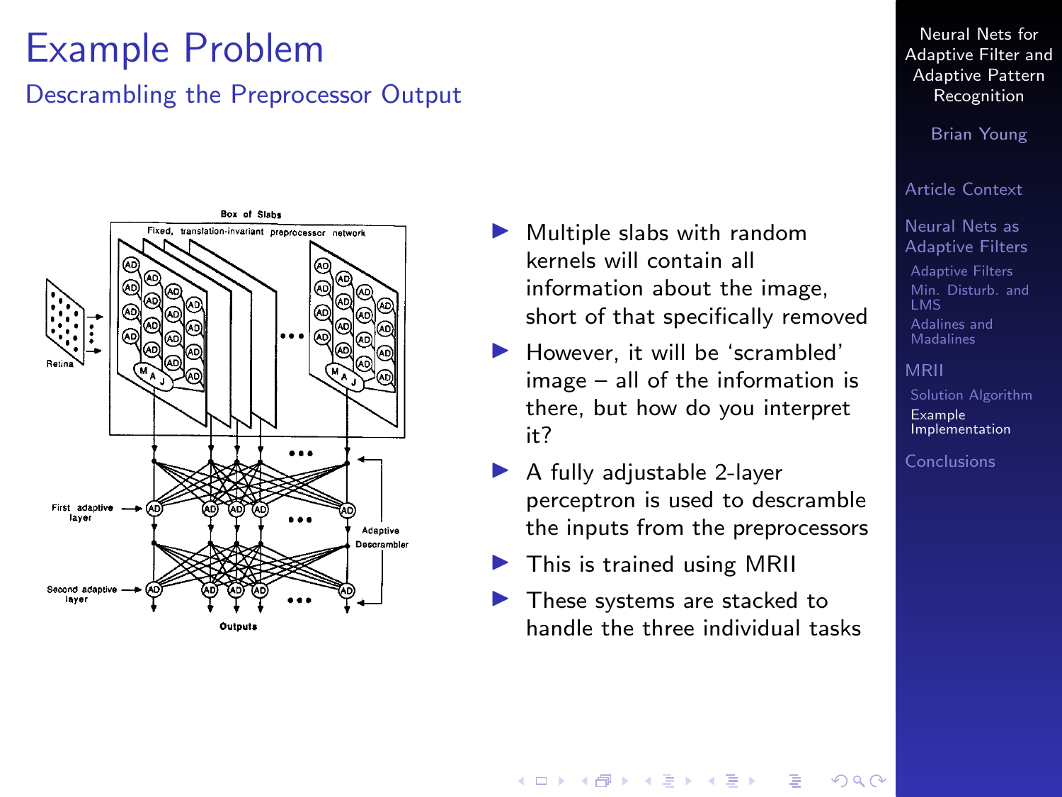# Example Problem

## Descrambling the Preprocessor Output

- Multiple slabs with random kernels will contain all information about the image, short of that specifically removed
- However, it will be 'scrambled' image – all of the information is there, but how do you interpret it?
- A fully adjustable 2-layer perceptron is used to descramble the inputs from the preprocessors
- This is trained using MRII
- These systems are stacked to handle the three individual tasks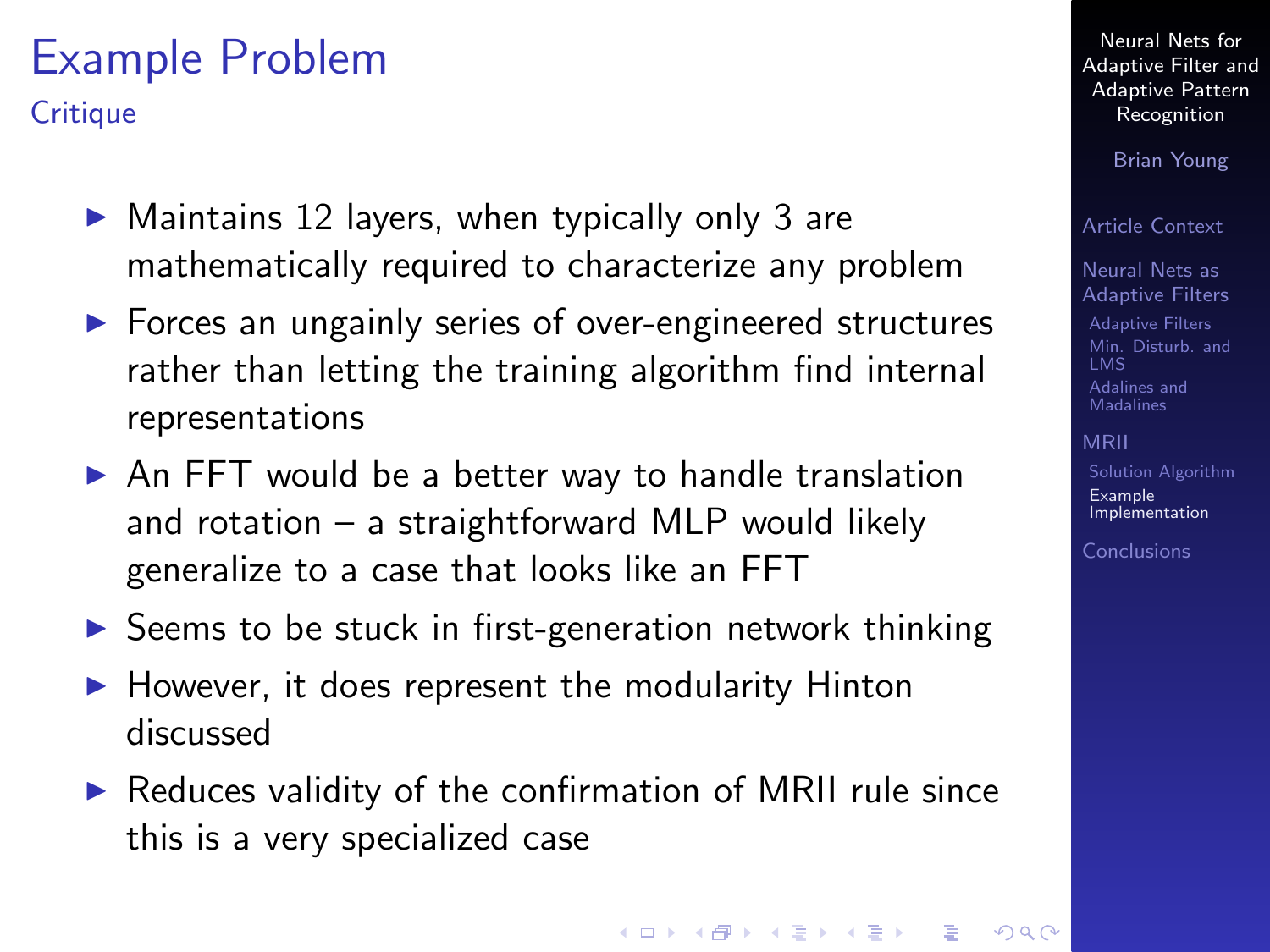# Example Problem

## Critique

- Maintains 12 layers, when typically only 3 are mathematically required to characterize any problem
- Forces an ungainly series of over-engineered structures rather than letting the training algorithm find internal representations
- An FFT would be a better way to handle translation and rotation – a straightforward MLP would likely generalize to a case that looks like an FFT
- Seems to be stuck in first-generation network thinking
- However, it does represent the modularity Hinton discussed
- Reduces validity of the confirmation of MRII rule since this is a very specialized case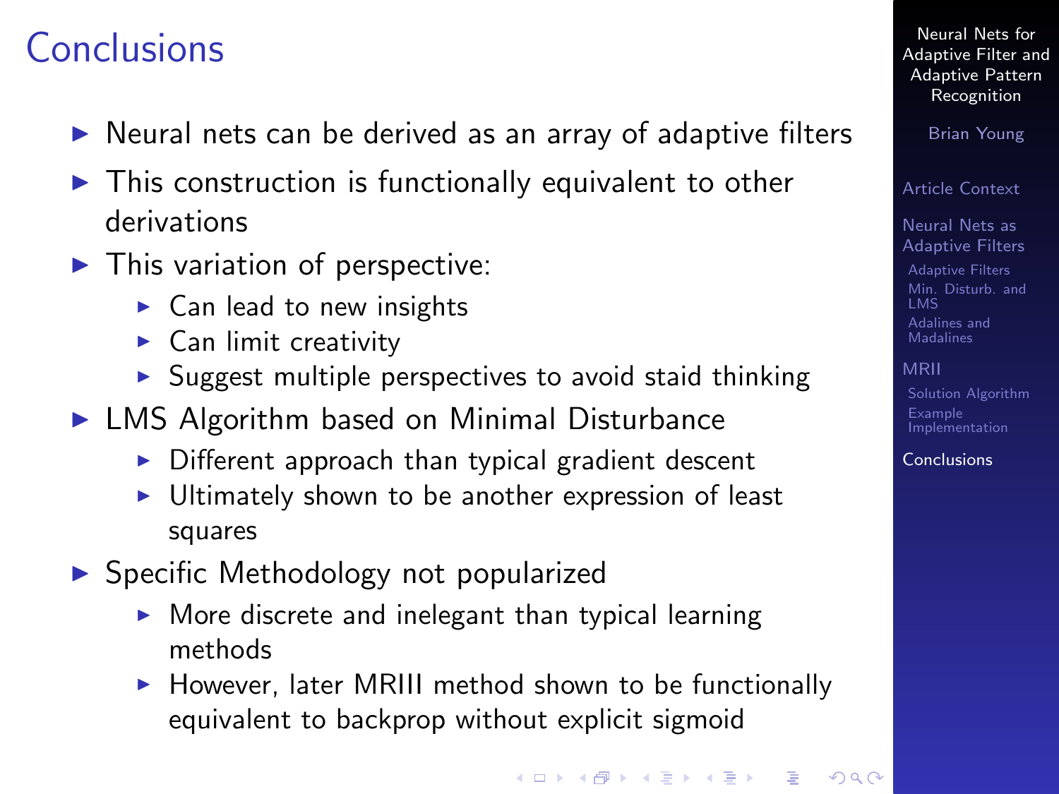# Conclusions

- Neural nets can be derived as an array of adaptive filters
- This construction is functionally equivalent to other derivations
- This variation of perspective:
  - Can lead to new insights
  - Can limit creativity
  - Suggest multiple perspectives to avoid staid thinking
- LMS Algorithm based on Minimal Disturbance
  - Different approach than typical gradient descent
  - Ultimately shown to be another expression of least squares
- Specific Methodology not popularized
  - More discrete and inelegant than typical learning methods
  - However, later MRIII method shown to be functionally equivalent to backprop without explicit sigmoid